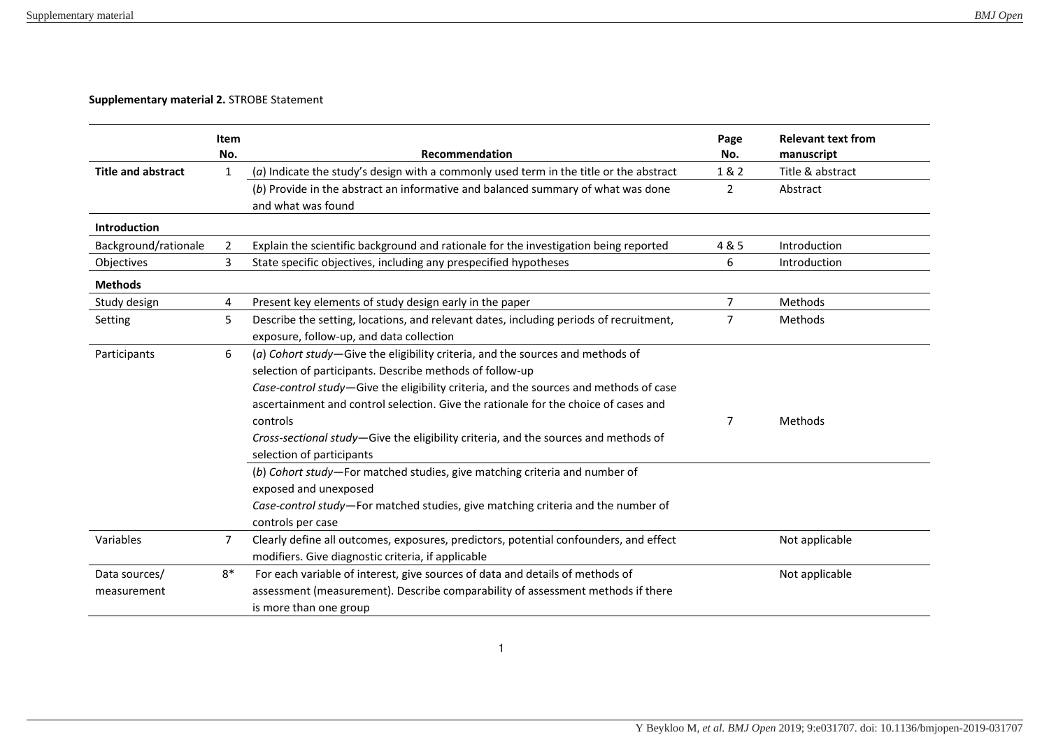**Supplementary material 2.** STROBE Statement

| | Item No. | Recommendation | Page No. | Relevant text from manuscript |
|---|---|---|---|---|
| **Title and abstract** | 1 | (*a*) Indicate the study's design with a commonly used term in the title or the abstract | 1 & 2 | Title & abstract |
| | | (*b*) Provide in the abstract an informative and balanced summary of what was done and what was found | 2 | Abstract |
| **Introduction** | | | | |
| Background/rationale | 2 | Explain the scientific background and rationale for the investigation being reported | 4 & 5 | Introduction |
| Objectives | 3 | State specific objectives, including any prespecified hypotheses | 6 | Introduction |
| **Methods** | | | | |
| Study design | 4 | Present key elements of study design early in the paper | 7 | Methods |
| Setting | 5 | Describe the setting, locations, and relevant dates, including periods of recruitment, exposure, follow-up, and data collection | 7 | Methods |
| Participants | 6 | (*a*) *Cohort study*—Give the eligibility criteria, and the sources and methods of selection of participants. Describe methods of follow-up<br>*Case-control study*—Give the eligibility criteria, and the sources and methods of case ascertainment and control selection. Give the rationale for the choice of cases and controls<br>*Cross-sectional study*—Give the eligibility criteria, and the sources and methods of selection of participants | 7 | Methods |
| | | (*b*) *Cohort study*—For matched studies, give matching criteria and number of exposed and unexposed<br>*Case-control study*—For matched studies, give matching criteria and the number of controls per case | | |
| Variables | 7 | Clearly define all outcomes, exposures, predictors, potential confounders, and effect modifiers. Give diagnostic criteria, if applicable | | Not applicable |
| Data sources/ measurement | 8* | For each variable of interest, give sources of data and details of methods of assessment (measurement). Describe comparability of assessment methods if there is more than one group | | Not applicable |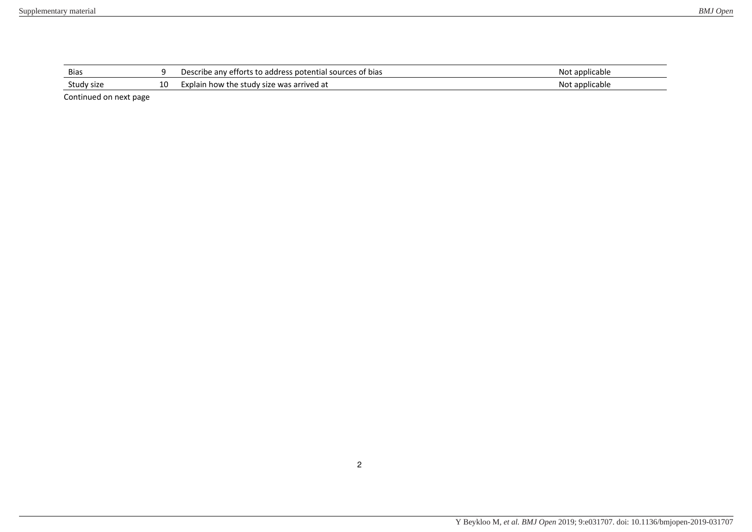| Bias | 9 | Describe any efforts to address potential sources of bias | Not applicable |
|---|---|---|---|
| Study size | 10 | Explain how the study size was arrived at | Not applicable |

Continued on next page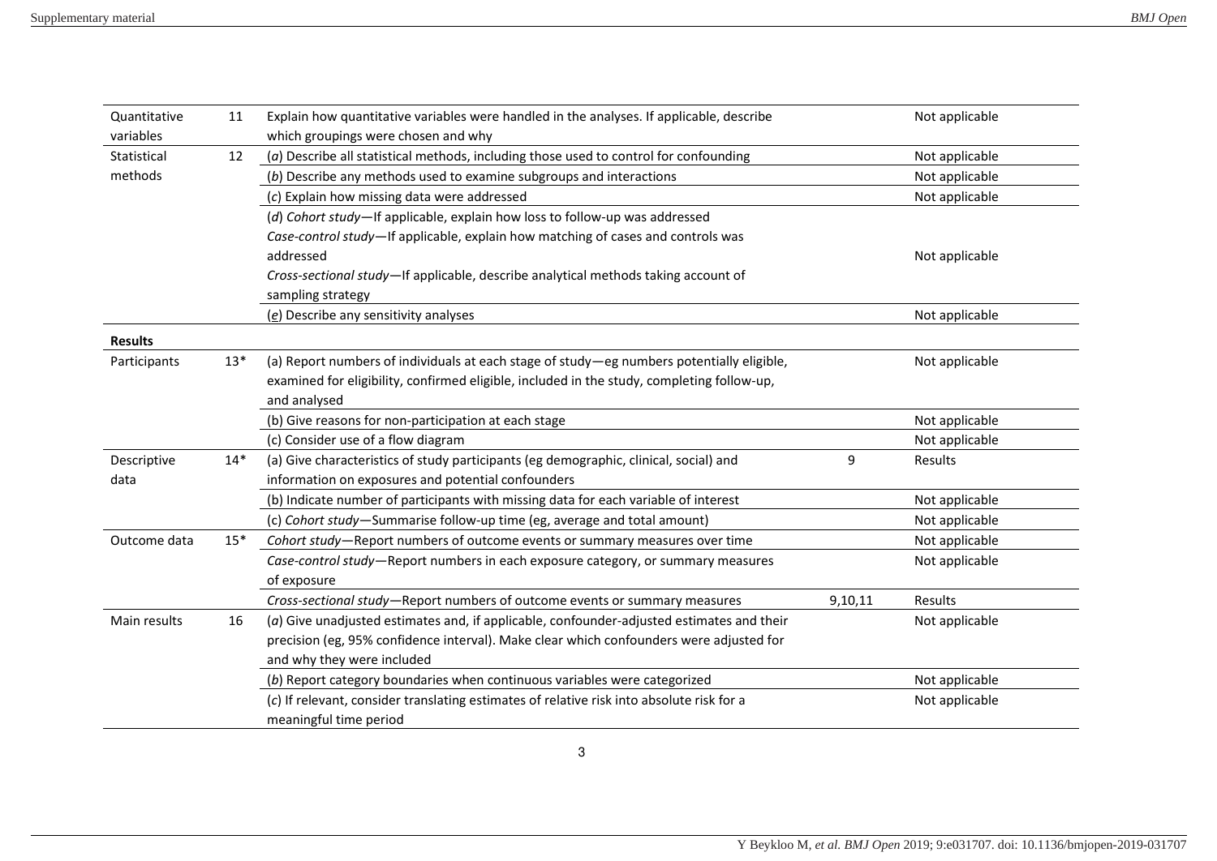| | | | | |
|---|---|---|---|---|
| Quantitative variables | 11 | Explain how quantitative variables were handled in the analyses. If applicable, describe which groupings were chosen and why | | Not applicable |
| Statistical methods | 12 | (*a*) Describe all statistical methods, including those used to control for confounding | | Not applicable |
| | | (*b*) Describe any methods used to examine subgroups and interactions | | Not applicable |
| | | (*c*) Explain how missing data were addressed | | Not applicable |
| | | (*d*) *Cohort study*—If applicable, explain how loss to follow-up was addressed<br>*Case-control study*—If applicable, explain how matching of cases and controls was addressed<br>*Cross-sectional study*—If applicable, describe analytical methods taking account of sampling strategy | | Not applicable |
| | | (*e*) Describe any sensitivity analyses | | Not applicable |
| **Results** | | | | |
| Participants | 13* | (a) Report numbers of individuals at each stage of study—eg numbers potentially eligible, examined for eligibility, confirmed eligible, included in the study, completing follow-up, and analysed | | Not applicable |
| | | (b) Give reasons for non-participation at each stage | | Not applicable |
| | | (c) Consider use of a flow diagram | | Not applicable |
| Descriptive data | 14* | (a) Give characteristics of study participants (eg demographic, clinical, social) and information on exposures and potential confounders | 9 | Results |
| | | (b) Indicate number of participants with missing data for each variable of interest | | Not applicable |
| | | (c) *Cohort study*—Summarise follow-up time (eg, average and total amount) | | Not applicable |
| Outcome data | 15* | *Cohort study*—Report numbers of outcome events or summary measures over time | | Not applicable |
| | | *Case-control study*—Report numbers in each exposure category, or summary measures of exposure | | Not applicable |
| | | *Cross-sectional study*—Report numbers of outcome events or summary measures | 9,10,11 | Results |
| Main results | 16 | (*a*) Give unadjusted estimates and, if applicable, confounder-adjusted estimates and their precision (eg, 95% confidence interval). Make clear which confounders were adjusted for and why they were included | | Not applicable |
| | | (*b*) Report category boundaries when continuous variables were categorized | | Not applicable |
| | | (*c*) If relevant, consider translating estimates of relative risk into absolute risk for a meaningful time period | | Not applicable |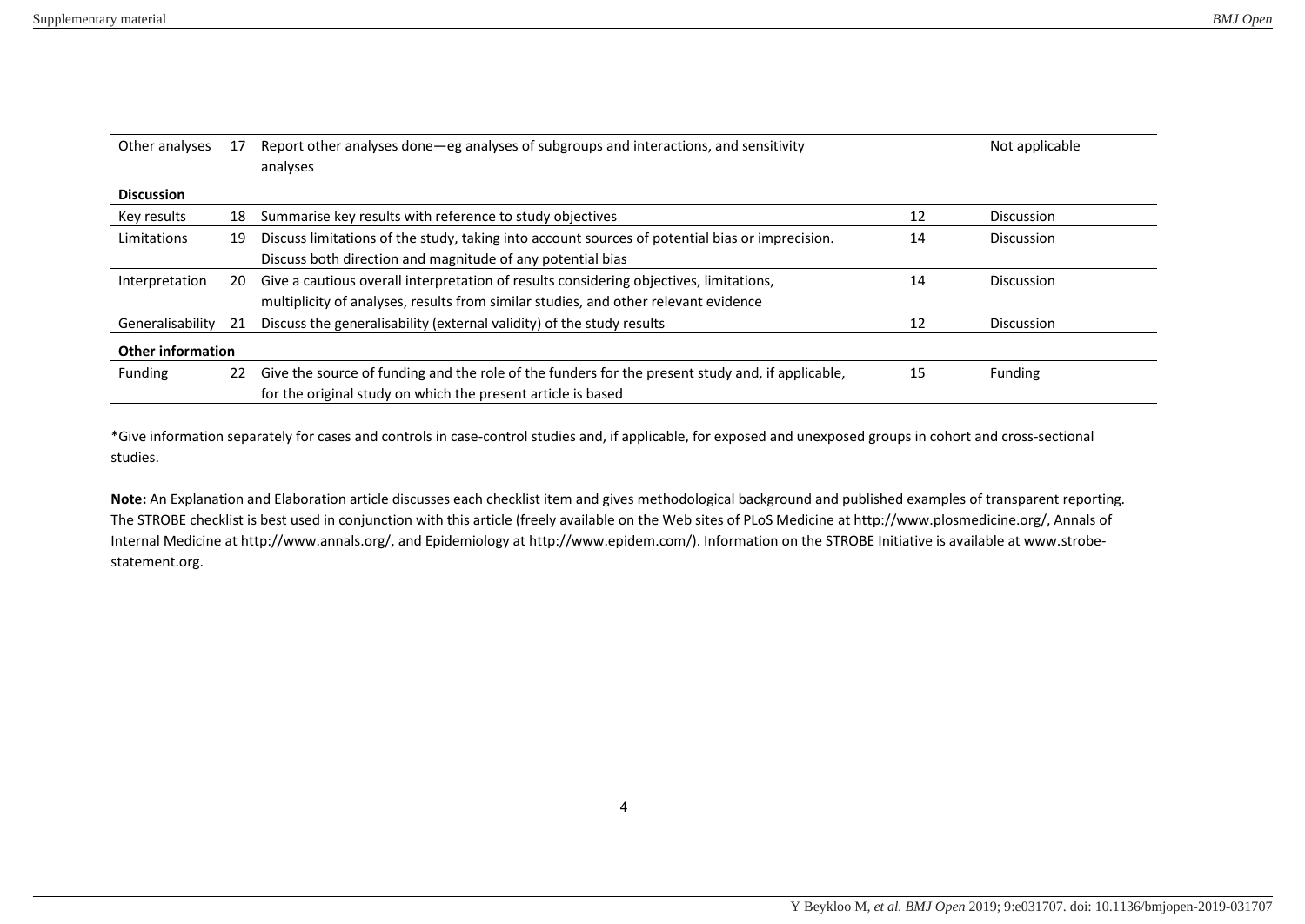| | | | | |
|---|---|---|---|---|
| Other analyses | 17 | Report other analyses done—eg analyses of subgroups and interactions, and sensitivity analyses | | Not applicable |
| **Discussion** | | | | |
| Key results | 18 | Summarise key results with reference to study objectives | 12 | Discussion |
| Limitations | 19 | Discuss limitations of the study, taking into account sources of potential bias or imprecision. Discuss both direction and magnitude of any potential bias | 14 | Discussion |
| Interpretation | 20 | Give a cautious overall interpretation of results considering objectives, limitations, multiplicity of analyses, results from similar studies, and other relevant evidence | 14 | Discussion |
| Generalisability | 21 | Discuss the generalisability (external validity) of the study results | 12 | Discussion |
| **Other information** | | | | |
| Funding | 22 | Give the source of funding and the role of the funders for the present study and, if applicable, for the original study on which the present article is based | 15 | Funding |

*Give information separately for cases and controls in case-control studies and, if applicable, for exposed and unexposed groups in cohort and cross-sectional studies.

**Note:** An Explanation and Elaboration article discusses each checklist item and gives methodological background and published examples of transparent reporting. The STROBE checklist is best used in conjunction with this article (freely available on the Web sites of PLoS Medicine at http://www.plosmedicine.org/, Annals of Internal Medicine at http://www.annals.org/, and Epidemiology at http://www.epidem.com/). Information on the STROBE Initiative is available at www.strobe-statement.org.